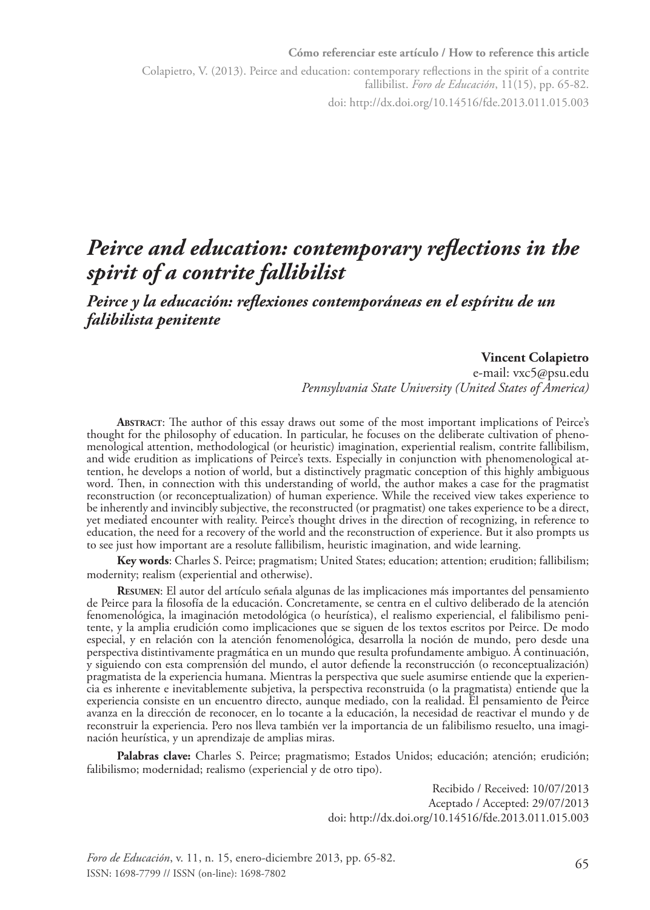**Cómo referenciar este artículo / How to reference this article**

Colapietro, V. (2013). Peirce and education: contemporary reflections in the spirit of a contrite fallibilist. *Foro de Educación*, 11(15), pp. 65-82.

doi: http://dx.doi.org/10.14516/fde.2013.011.015.003

# *Peirce and education: contemporary reflections in the spirit of a contrite fallibilist*

## *Peirce y la educación: reflexiones contemporáneas en el espíritu de un falibilista penitente*

**Vincent Colapietro**
e-mail: vxc5@psu.edu
*Pennsylvania State University (United States of America)*

**Abstract**: The author of this essay draws out some of the most important implications of Peirce's thought for the philosophy of education. In particular, he focuses on the deliberate cultivation of phenomenological attention, methodological (or heuristic) imagination, experiential realism, contrite fallibilism, and wide erudition as implications of Peirce's texts. Especially in conjunction with phenomenological attention, he develops a notion of world, but a distinctively pragmatic conception of this highly ambiguous word. Then, in connection with this understanding of world, the author makes a case for the pragmatist reconstruction (or reconceptualization) of human experience. While the received view takes experience to be inherently and invincibly subjective, the reconstructed (or pragmatist) one takes experience to be a direct, yet mediated encounter with reality. Peirce's thought drives in the direction of recognizing, in reference to education, the need for a recovery of the world and the reconstruction of experience. But it also prompts us to see just how important are a resolute fallibilism, heuristic imagination, and wide learning.

**Key words**: Charles S. Peirce; pragmatism; United States; education; attention; erudition; fallibilism; modernity; realism (experiential and otherwise).

**Resumen**: El autor del artículo señala algunas de las implicaciones más importantes del pensamiento de Peirce para la filosofía de la educación. Concretamente, se centra en el cultivo deliberado de la atención fenomenológica, la imaginación metodológica (o heurística), el realismo experiencial, el falibilismo penitente, y la amplia erudición como implicaciones que se siguen de los textos escritos por Peirce. De modo especial, y en relación con la atención fenomenológica, desarrolla la noción de mundo, pero desde una perspectiva distintivamente pragmática en un mundo que resulta profundamente ambiguo. A continuación, y siguiendo con esta comprensión del mundo, el autor defiende la reconstrucción (o reconceptualización) pragmatista de la experiencia humana. Mientras la perspectiva que suele asumirse entiende que la experiencia es inherente e inevitablemente subjetiva, la perspectiva reconstruida (o la pragmatista) entiende que la experiencia consiste en un encuentro directo, aunque mediado, con la realidad. El pensamiento de Peirce avanza en la dirección de reconocer, en lo tocante a la educación, la necesidad de reactivar el mundo y de reconstruir la experiencia. Pero nos lleva también ver la importancia de un falibilismo resuelto, una imaginación heurística, y un aprendizaje de amplias miras.

**Palabras clave:** Charles S. Peirce; pragmatismo; Estados Unidos; educación; atención; erudición; falibilismo; modernidad; realismo (experiencial y de otro tipo).

Recibido / Received: 10/07/2013
Aceptado / Accepted: 29/07/2013
doi: http://dx.doi.org/10.14516/fde.2013.011.015.003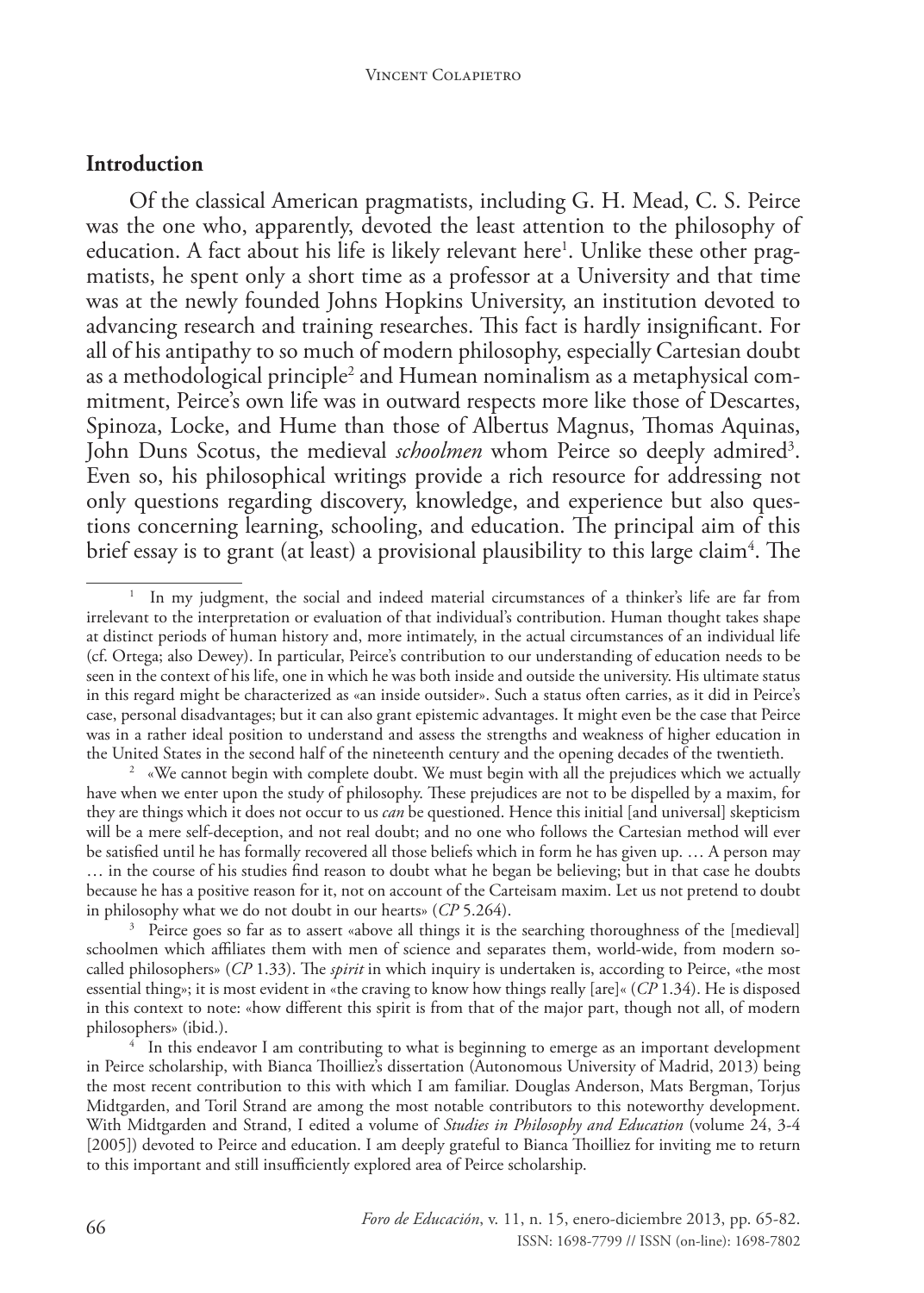## Introduction

Of the classical American pragmatists, including G. H. Mead, C. S. Peirce was the one who, apparently, devoted the least attention to the philosophy of education. A fact about his life is likely relevant here[1]. Unlike these other pragmatists, he spent only a short time as a professor at a University and that time was at the newly founded Johns Hopkins University, an institution devoted to advancing research and training researches. This fact is hardly insignificant. For all of his antipathy to so much of modern philosophy, especially Cartesian doubt as a methodological principle[2] and Humean nominalism as a metaphysical commitment, Peirce's own life was in outward respects more like those of Descartes, Spinoza, Locke, and Hume than those of Albertus Magnus, Thomas Aquinas, John Duns Scotus, the medieval *schoolmen* whom Peirce so deeply admired[3]. Even so, his philosophical writings provide a rich resource for addressing not only questions regarding discovery, knowledge, and experience but also questions concerning learning, schooling, and education. The principal aim of this brief essay is to grant (at least) a provisional plausibility to this large claim[4]. The

[1] In my judgment, the social and indeed material circumstances of a thinker's life are far from irrelevant to the interpretation or evaluation of that individual's contribution. Human thought takes shape at distinct periods of human history and, more intimately, in the actual circumstances of an individual life (cf. Ortega; also Dewey). In particular, Peirce's contribution to our understanding of education needs to be seen in the context of his life, one in which he was both inside and outside the university. His ultimate status in this regard might be characterized as «an inside outsider». Such a status often carries, as it did in Peirce's case, personal disadvantages; but it can also grant epistemic advantages. It might even be the case that Peirce was in a rather ideal position to understand and assess the strengths and weakness of higher education in the United States in the second half of the nineteenth century and the opening decades of the twentieth.

[2] «We cannot begin with complete doubt. We must begin with all the prejudices which we actually have when we enter upon the study of philosophy. These prejudices are not to be dispelled by a maxim, for they are things which it does not occur to us *can* be questioned. Hence this initial [and universal] skepticism will be a mere self-deception, and not real doubt; and no one who follows the Cartesian method will ever be satisfied until he has formally recovered all those beliefs which in form he has given up. … A person may … in the course of his studies find reason to doubt what he began be believing; but in that case he doubts because he has a positive reason for it, not on account of the Carteisam maxim. Let us not pretend to doubt in philosophy what we do not doubt in our hearts» (*CP* 5.264).

[3] Peirce goes so far as to assert «above all things it is the searching thoroughness of the [medieval] schoolmen which affiliates them with men of science and separates them, world-wide, from modern so-called philosophers» (*CP* 1.33). The *spirit* in which inquiry is undertaken is, according to Peirce, «the most essential thing»; it is most evident in «the craving to know how things really [are]« (*CP* 1.34). He is disposed in this context to note: «how different this spirit is from that of the major part, though not all, of modern philosophers» (ibid.).

[4] In this endeavor I am contributing to what is beginning to emerge as an important development in Peirce scholarship, with Bianca Thoilliez's dissertation (Autonomous University of Madrid, 2013) being the most recent contribution to this with which I am familiar. Douglas Anderson, Mats Bergman, Torjus Midtgarden, and Toril Strand are among the most notable contributors to this noteworthy development. With Midtgarden and Strand, I edited a volume of *Studies in Philosophy and Education* (volume 24, 3-4 [2005]) devoted to Peirce and education. I am deeply grateful to Bianca Thoilliez for inviting me to return to this important and still insufficiently explored area of Peirce scholarship.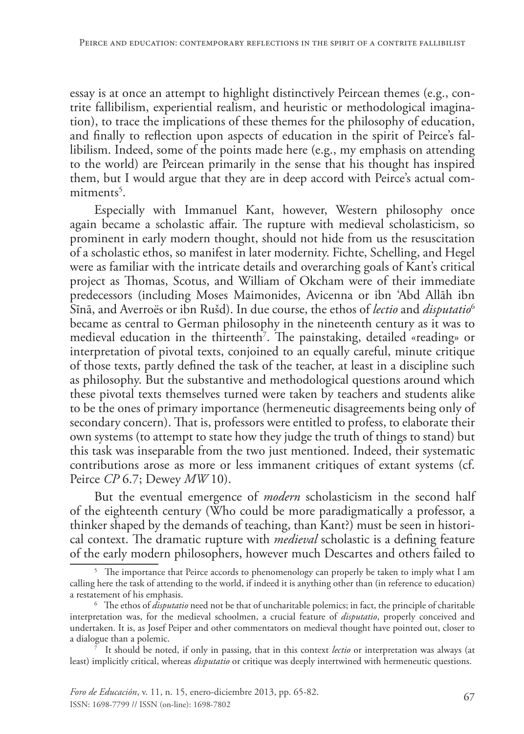essay is at once an attempt to highlight distinctively Peircean themes (e.g., contrite fallibilism, experiential realism, and heuristic or methodological imagination), to trace the implications of these themes for the philosophy of education, and finally to reflection upon aspects of education in the spirit of Peirce's fallibilism. Indeed, some of the points made here (e.g., my emphasis on attending to the world) are Peircean primarily in the sense that his thought has inspired them, but I would argue that they are in deep accord with Peirce's actual commitments[5].

Especially with Immanuel Kant, however, Western philosophy once again became a scholastic affair. The rupture with medieval scholasticism, so prominent in early modern thought, should not hide from us the resuscitation of a scholastic ethos, so manifest in later modernity. Fichte, Schelling, and Hegel were as familiar with the intricate details and overarching goals of Kant's critical project as Thomas, Scotus, and William of Okcham were of their immediate predecessors (including Moses Maimonides, Avicenna or ibn ʿAbd Allāh ibn Sīnā, and Averroës or ibn Rušd). In due course, the ethos of *lectio* and *disputatio*[6] became as central to German philosophy in the nineteenth century as it was to medieval education in the thirteenth[7]. The painstaking, detailed «reading» or interpretation of pivotal texts, conjoined to an equally careful, minute critique of those texts, partly defined the task of the teacher, at least in a discipline such as philosophy. But the substantive and methodological questions around which these pivotal texts themselves turned were taken by teachers and students alike to be the ones of primary importance (hermeneutic disagreements being only of secondary concern). That is, professors were entitled to profess, to elaborate their own systems (to attempt to state how they judge the truth of things to stand) but this task was inseparable from the two just mentioned. Indeed, their systematic contributions arose as more or less immanent critiques of extant systems (cf. Peirce *CP* 6.7; Dewey *MW* 10).

But the eventual emergence of *modern* scholasticism in the second half of the eighteenth century (Who could be more paradigmatically a professor, a thinker shaped by the demands of teaching, than Kant?) must be seen in historical context. The dramatic rupture with *medieval* scholastic is a defining feature of the early modern philosophers, however much Descartes and others failed to

---

[5] The importance that Peirce accords to phenomenology can properly be taken to imply what I am calling here the task of attending to the world, if indeed it is anything other than (in reference to education) a restatement of his emphasis.

[6] The ethos of *disputatio* need not be that of uncharitable polemics; in fact, the principle of charitable interpretation was, for the medieval schoolmen, a crucial feature of *disputatio*, properly conceived and undertaken. It is, as Josef Peiper and other commentators on medieval thought have pointed out, closer to a dialogue than a polemic.

[7] It should be noted, if only in passing, that in this context *lectio* or interpretation was always (at least) implicitly critical, whereas *disputatio* or critique was deeply intertwined with hermeneutic questions.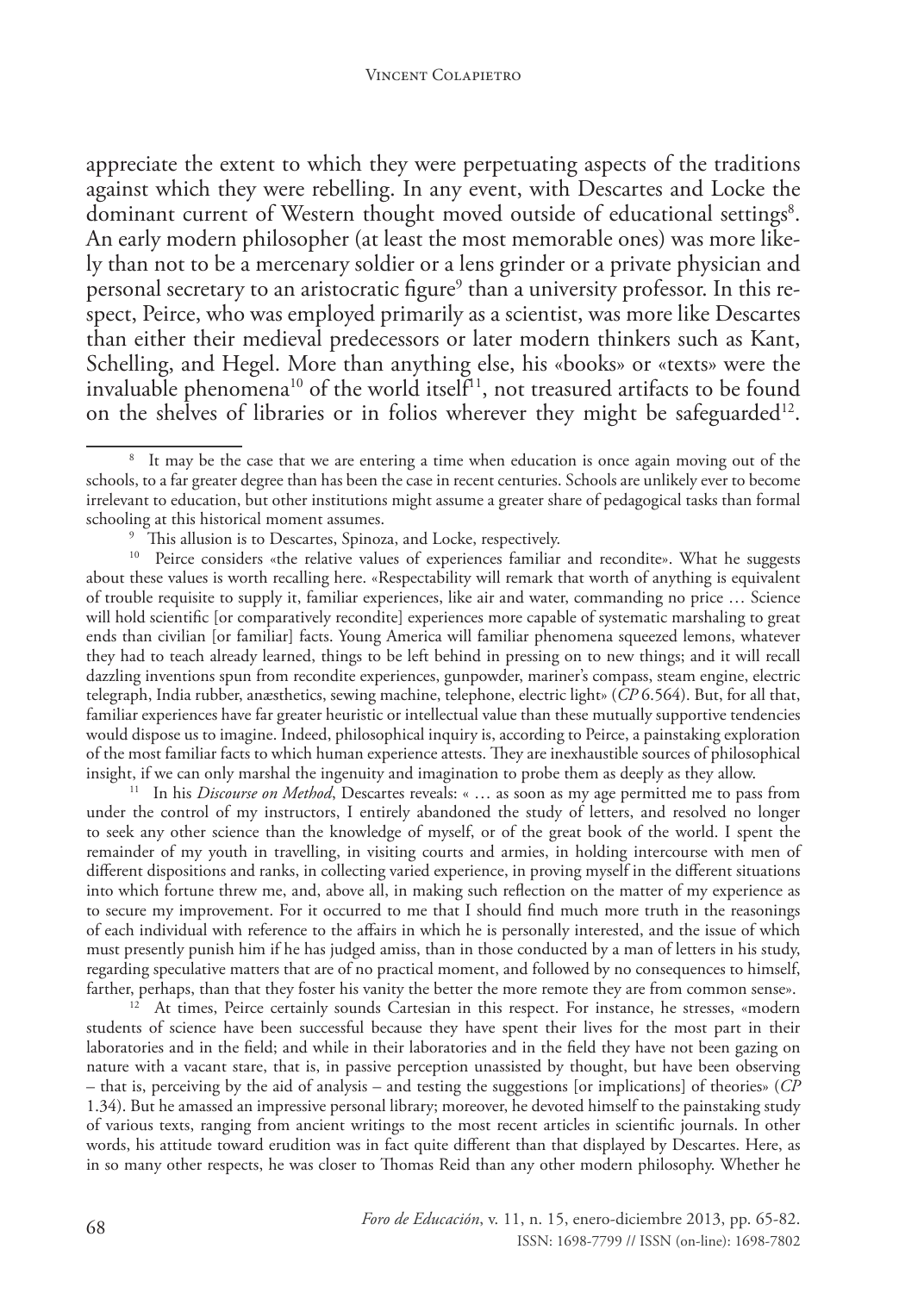appreciate the extent to which they were perpetuating aspects of the traditions against which they were rebelling. In any event, with Descartes and Locke the dominant current of Western thought moved outside of educational settings[8]. An early modern philosopher (at least the most memorable ones) was more likely than not to be a mercenary soldier or a lens grinder or a private physician and personal secretary to an aristocratic figure[9] than a university professor. In this respect, Peirce, who was employed primarily as a scientist, was more like Descartes than either their medieval predecessors or later modern thinkers such as Kant, Schelling, and Hegel. More than anything else, his «books» or «texts» were the invaluable phenomena[10] of the world itself[11], not treasured artifacts to be found on the shelves of libraries or in folios wherever they might be safeguarded[12].

---

[8] It may be the case that we are entering a time when education is once again moving out of the schools, to a far greater degree than has been the case in recent centuries. Schools are unlikely ever to become irrelevant to education, but other institutions might assume a greater share of pedagogical tasks than formal schooling at this historical moment assumes.

[9] This allusion is to Descartes, Spinoza, and Locke, respectively.

[10] Peirce considers «the relative values of experiences familiar and recondite». What he suggests about these values is worth recalling here. «Respectability will remark that worth of anything is equivalent of trouble requisite to supply it, familiar experiences, like air and water, commanding no price … Science will hold scientific [or comparatively recondite] experiences more capable of systematic marshaling to great ends than civilian [or familiar] facts. Young America will familiar phenomena squeezed lemons, whatever they had to teach already learned, things to be left behind in pressing on to new things; and it will recall dazzling inventions spun from recondite experiences, gunpowder, mariner's compass, steam engine, electric telegraph, India rubber, anæsthetics, sewing machine, telephone, electric light» (*CP* 6.564). But, for all that, familiar experiences have far greater heuristic or intellectual value than these mutually supportive tendencies would dispose us to imagine. Indeed, philosophical inquiry is, according to Peirce, a painstaking exploration of the most familiar facts to which human experience attests. They are inexhaustible sources of philosophical insight, if we can only marshal the ingenuity and imagination to probe them as deeply as they allow.

[11] In his *Discourse on Method*, Descartes reveals: « … as soon as my age permitted me to pass from under the control of my instructors, I entirely abandoned the study of letters, and resolved no longer to seek any other science than the knowledge of myself, or of the great book of the world. I spent the remainder of my youth in travelling, in visiting courts and armies, in holding intercourse with men of different dispositions and ranks, in collecting varied experience, in proving myself in the different situations into which fortune threw me, and, above all, in making such reflection on the matter of my experience as to secure my improvement. For it occurred to me that I should find much more truth in the reasonings of each individual with reference to the affairs in which he is personally interested, and the issue of which must presently punish him if he has judged amiss, than in those conducted by a man of letters in his study, regarding speculative matters that are of no practical moment, and followed by no consequences to himself, farther, perhaps, than that they foster his vanity the better the more remote they are from common sense».

[12] At times, Peirce certainly sounds Cartesian in this respect. For instance, he stresses, «modern students of science have been successful because they have spent their lives for the most part in their laboratories and in the field; and while in their laboratories and in the field they have not been gazing on nature with a vacant stare, that is, in passive perception unassisted by thought, but have been observing – that is, perceiving by the aid of analysis – and testing the suggestions [or implications] of theories» (*CP* 1.34). But he amassed an impressive personal library; moreover, he devoted himself to the painstaking study of various texts, ranging from ancient writings to the most recent articles in scientific journals. In other words, his attitude toward erudition was in fact quite different than that displayed by Descartes. Here, as in so many other respects, he was closer to Thomas Reid than any other modern philosophy. Whether he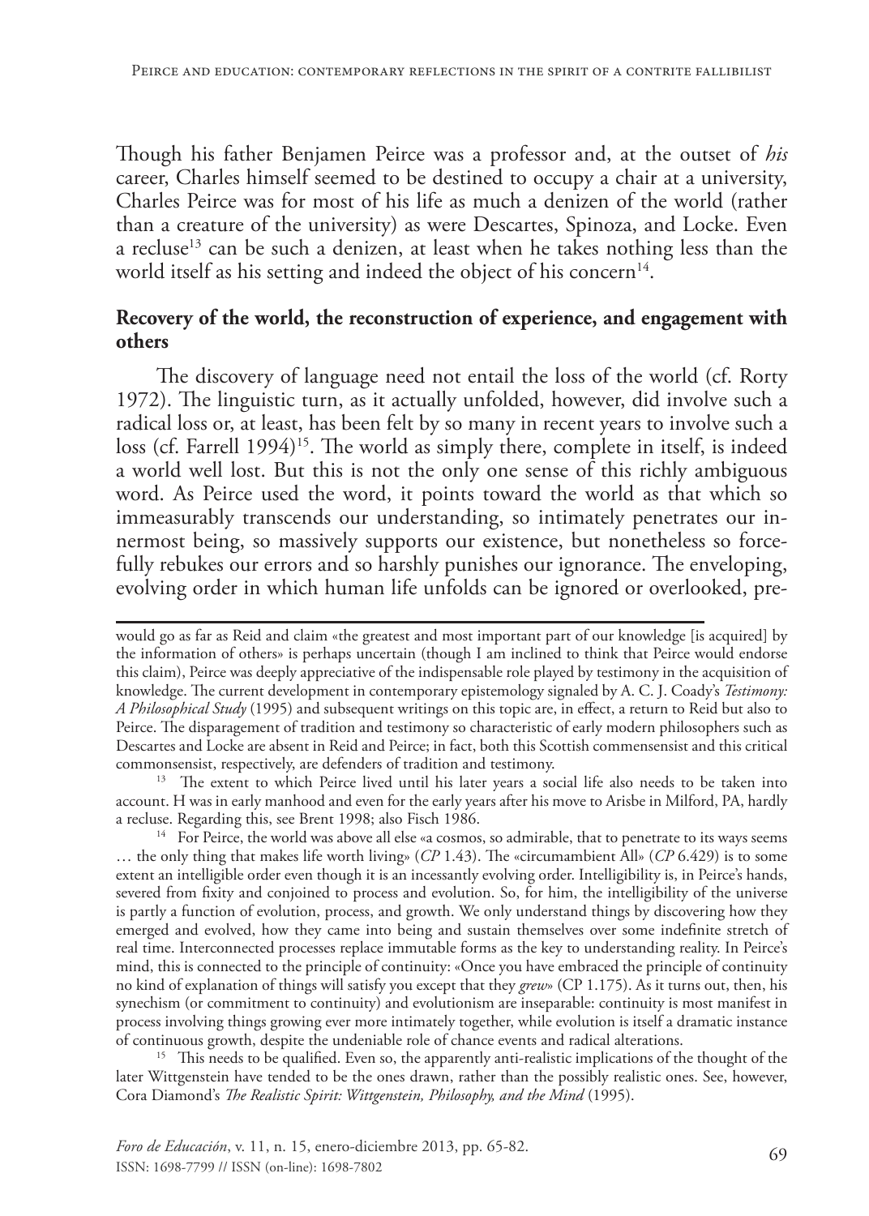Though his father Benjamen Peirce was a professor and, at the outset of *his* career, Charles himself seemed to be destined to occupy a chair at a university, Charles Peirce was for most of his life as much a denizen of the world (rather than a creature of the university) as were Descartes, Spinoza, and Locke. Even a recluse[13] can be such a denizen, at least when he takes nothing less than the world itself as his setting and indeed the object of his concern[14].

**Recovery of the world, the reconstruction of experience, and engagement with others**

The discovery of language need not entail the loss of the world (cf. Rorty 1972). The linguistic turn, as it actually unfolded, however, did involve such a radical loss or, at least, has been felt by so many in recent years to involve such a loss (cf. Farrell 1994)[15]. The world as simply there, complete in itself, is indeed a world well lost. But this is not the only one sense of this richly ambiguous word. As Peirce used the word, it points toward the world as that which so immeasurably transcends our understanding, so intimately penetrates our innermost being, so massively supports our existence, but nonetheless so forcefully rebukes our errors and so harshly punishes our ignorance. The enveloping, evolving order in which human life unfolds can be ignored or overlooked, pre-

---

would go as far as Reid and claim «the greatest and most important part of our knowledge [is acquired] by the information of others» is perhaps uncertain (though I am inclined to think that Peirce would endorse this claim), Peirce was deeply appreciative of the indispensable role played by testimony in the acquisition of knowledge. The current development in contemporary epistemology signaled by A. C. J. Coady's *Testimony: A Philosophical Study* (1995) and subsequent writings on this topic are, in effect, a return to Reid but also to Peirce. The disparagement of tradition and testimony so characteristic of early modern philosophers such as Descartes and Locke are absent in Reid and Peirce; in fact, both this Scottish commensensist and this critical commonsensist, respectively, are defenders of tradition and testimony.

[13] The extent to which Peirce lived until his later years a social life also needs to be taken into account. H was in early manhood and even for the early years after his move to Arisbe in Milford, PA, hardly a recluse. Regarding this, see Brent 1998; also Fisch 1986.

[14] For Peirce, the world was above all else «a cosmos, so admirable, that to penetrate to its ways seems … the only thing that makes life worth living» (*CP* 1.43). The «circumambient All» (*CP* 6.429) is to some extent an intelligible order even though it is an incessantly evolving order. Intelligibility is, in Peirce's hands, severed from fixity and conjoined to process and evolution. So, for him, the intelligibility of the universe is partly a function of evolution, process, and growth. We only understand things by discovering how they emerged and evolved, how they came into being and sustain themselves over some indefinite stretch of real time. Interconnected processes replace immutable forms as the key to understanding reality. In Peirce's mind, this is connected to the principle of continuity: «Once you have embraced the principle of continuity no kind of explanation of things will satisfy you except that they *grew*» (CP 1.175). As it turns out, then, his synechism (or commitment to continuity) and evolutionism are inseparable: continuity is most manifest in process involving things growing ever more intimately together, while evolution is itself a dramatic instance of continuous growth, despite the undeniable role of chance events and radical alterations.

[15] This needs to be qualified. Even so, the apparently anti-realistic implications of the thought of the later Wittgenstein have tended to be the ones drawn, rather than the possibly realistic ones. See, however, Cora Diamond's *The Realistic Spirit: Wittgenstein, Philosophy, and the Mind* (1995).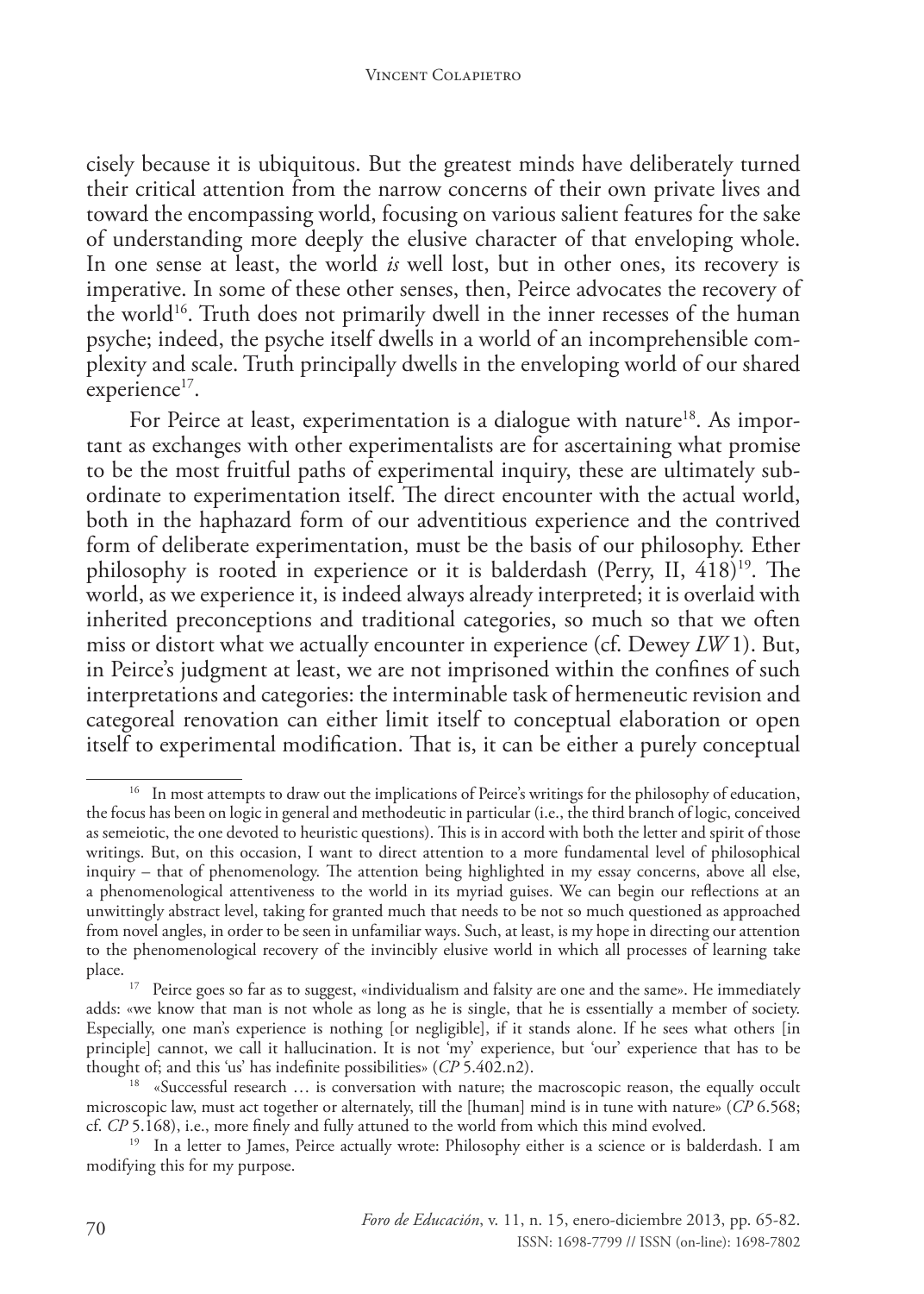cisely because it is ubiquitous. But the greatest minds have deliberately turned their critical attention from the narrow concerns of their own private lives and toward the encompassing world, focusing on various salient features for the sake of understanding more deeply the elusive character of that enveloping whole. In one sense at least, the world *is* well lost, but in other ones, its recovery is imperative. In some of these other senses, then, Peirce advocates the recovery of the world[16]. Truth does not primarily dwell in the inner recesses of the human psyche; indeed, the psyche itself dwells in a world of an incomprehensible complexity and scale. Truth principally dwells in the enveloping world of our shared experience[17].

For Peirce at least, experimentation is a dialogue with nature[18]. As important as exchanges with other experimentalists are for ascertaining what promise to be the most fruitful paths of experimental inquiry, these are ultimately subordinate to experimentation itself. The direct encounter with the actual world, both in the haphazard form of our adventitious experience and the contrived form of deliberate experimentation, must be the basis of our philosophy. Ether philosophy is rooted in experience or it is balderdash (Perry, II, 418)[19]. The world, as we experience it, is indeed always already interpreted; it is overlaid with inherited preconceptions and traditional categories, so much so that we often miss or distort what we actually encounter in experience (cf. Dewey *LW* 1). But, in Peirce's judgment at least, we are not imprisoned within the confines of such interpretations and categories: the interminable task of hermeneutic revision and categoreal renovation can either limit itself to conceptual elaboration or open itself to experimental modification. That is, it can be either a purely conceptual

---

[16] In most attempts to draw out the implications of Peirce's writings for the philosophy of education, the focus has been on logic in general and methodeutic in particular (i.e., the third branch of logic, conceived as semeiotic, the one devoted to heuristic questions). This is in accord with both the letter and spirit of those writings. But, on this occasion, I want to direct attention to a more fundamental level of philosophical inquiry – that of phenomenology. The attention being highlighted in my essay concerns, above all else, a phenomenological attentiveness to the world in its myriad guises. We can begin our reflections at an unwittingly abstract level, taking for granted much that needs to be not so much questioned as approached from novel angles, in order to be seen in unfamiliar ways. Such, at least, is my hope in directing our attention to the phenomenological recovery of the invincibly elusive world in which all processes of learning take place.

[17] Peirce goes so far as to suggest, «individualism and falsity are one and the same». He immediately adds: «we know that man is not whole as long as he is single, that he is essentially a member of society. Especially, one man's experience is nothing [or negligible], if it stands alone. If he sees what others [in principle] cannot, we call it hallucination. It is not 'my' experience, but 'our' experience that has to be thought of; and this 'us' has indefinite possibilities» (*CP* 5.402.n2).

[18] «Successful research … is conversation with nature; the macroscopic reason, the equally occult microscopic law, must act together or alternately, till the [human] mind is in tune with nature» (*CP* 6.568; cf. *CP* 5.168), i.e., more finely and fully attuned to the world from which this mind evolved.

[19] In a letter to James, Peirce actually wrote: Philosophy either is a science or is balderdash. I am modifying this for my purpose.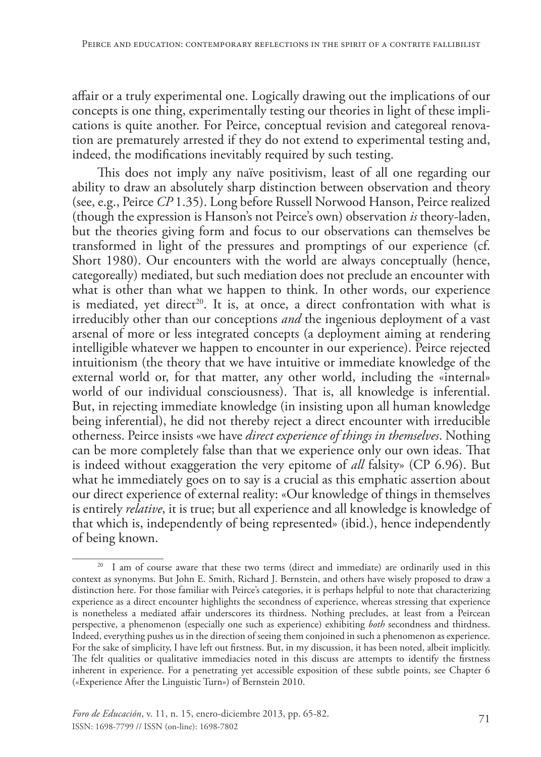affair or a truly experimental one. Logically drawing out the implications of our concepts is one thing, experimentally testing our theories in light of these implications is quite another. For Peirce, conceptual revision and categoreal renovation are prematurely arrested if they do not extend to experimental testing and, indeed, the modifications inevitably required by such testing.

This does not imply any naïve positivism, least of all one regarding our ability to draw an absolutely sharp distinction between observation and theory (see, e.g., Peirce *CP* 1.35). Long before Russell Norwood Hanson, Peirce realized (though the expression is Hanson's not Peirce's own) observation *is* theory-laden, but the theories giving form and focus to our observations can themselves be transformed in light of the pressures and promptings of our experience (cf. Short 1980). Our encounters with the world are always conceptually (hence, categoreally) mediated, but such mediation does not preclude an encounter with what is other than what we happen to think. In other words, our experience is mediated, yet direct[20]. It is, at once, a direct confrontation with what is irreducibly other than our conceptions *and* the ingenious deployment of a vast arsenal of more or less integrated concepts (a deployment aiming at rendering intelligible whatever we happen to encounter in our experience). Peirce rejected intuitionism (the theory that we have intuitive or immediate knowledge of the external world or, for that matter, any other world, including the «internal» world of our individual consciousness). That is, all knowledge is inferential. But, in rejecting immediate knowledge (in insisting upon all human knowledge being inferential), he did not thereby reject a direct encounter with irreducible otherness. Peirce insists «we have *direct experience of things in themselves*. Nothing can be more completely false than that we experience only our own ideas. That is indeed without exaggeration the very epitome of *all* falsity» (CP 6.96). But what he immediately goes on to say is a crucial as this emphatic assertion about our direct experience of external reality: «Our knowledge of things in themselves is entirely *relative*, it is true; but all experience and all knowledge is knowledge of that which is, independently of being represented» (ibid.), hence independently of being known.

[20] I am of course aware that these two terms (direct and immediate) are ordinarily used in this context as synonyms. But John E. Smith, Richard J. Bernstein, and others have wisely proposed to draw a distinction here. For those familiar with Peirce's categories, it is perhaps helpful to note that characterizing experience as a direct encounter highlights the secondness of experience, whereas stressing that experience is nonetheless a mediated affair underscores its thirdness. Nothing precludes, at least from a Peircean perspective, a phenomenon (especially one such as experience) exhibiting *both* secondness and thirdness. Indeed, everything pushes us in the direction of seeing them conjoined in such a phenomenon as experience. For the sake of simplicity, I have left out firstness. But, in my discussion, it has been noted, albeit implicitly. The felt qualities or qualitative immediacies noted in this discuss are attempts to identify the firstness inherent in experience. For a penetrating yet accessible exposition of these subtle points, see Chapter 6 («Experience After the Linguistic Turn») of Bernstein 2010.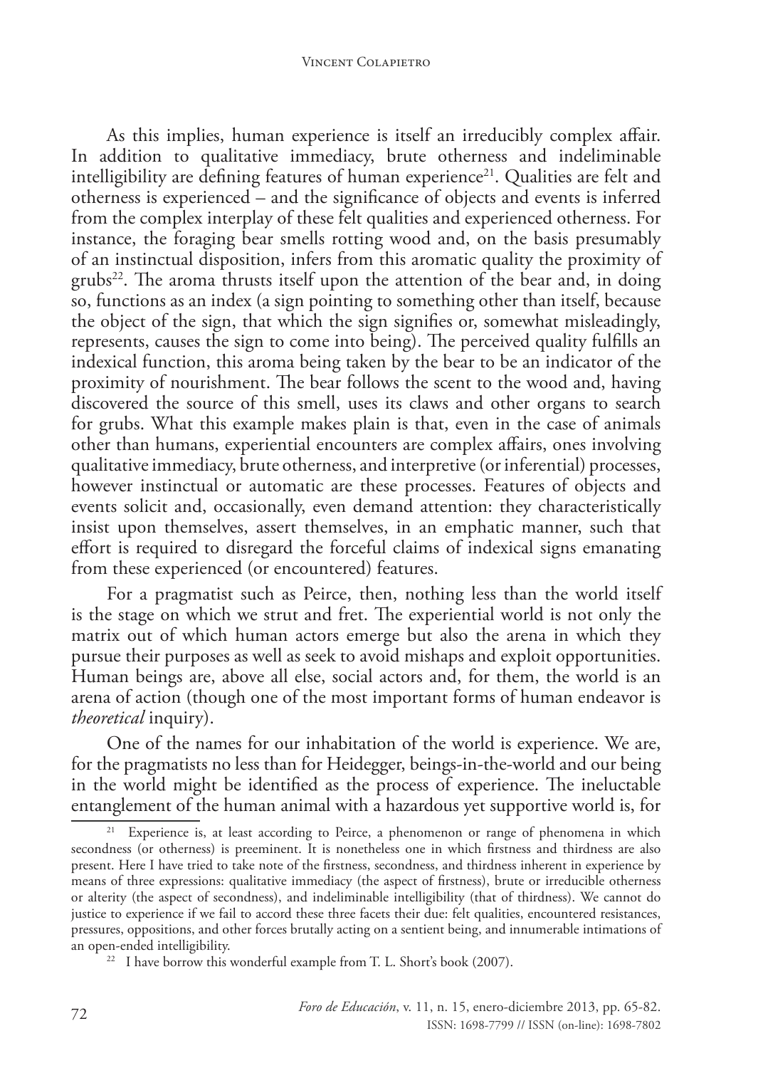As this implies, human experience is itself an irreducibly complex affair. In addition to qualitative immediacy, brute otherness and indeliminable intelligibility are defining features of human experience[21]. Qualities are felt and otherness is experienced – and the significance of objects and events is inferred from the complex interplay of these felt qualities and experienced otherness. For instance, the foraging bear smells rotting wood and, on the basis presumably of an instinctual disposition, infers from this aromatic quality the proximity of grubs[22]. The aroma thrusts itself upon the attention of the bear and, in doing so, functions as an index (a sign pointing to something other than itself, because the object of the sign, that which the sign signifies or, somewhat misleadingly, represents, causes the sign to come into being). The perceived quality fulfills an indexical function, this aroma being taken by the bear to be an indicator of the proximity of nourishment. The bear follows the scent to the wood and, having discovered the source of this smell, uses its claws and other organs to search for grubs. What this example makes plain is that, even in the case of animals other than humans, experiential encounters are complex affairs, ones involving qualitative immediacy, brute otherness, and interpretive (or inferential) processes, however instinctual or automatic are these processes. Features of objects and events solicit and, occasionally, even demand attention: they characteristically insist upon themselves, assert themselves, in an emphatic manner, such that effort is required to disregard the forceful claims of indexical signs emanating from these experienced (or encountered) features.

For a pragmatist such as Peirce, then, nothing less than the world itself is the stage on which we strut and fret. The experiential world is not only the matrix out of which human actors emerge but also the arena in which they pursue their purposes as well as seek to avoid mishaps and exploit opportunities. Human beings are, above all else, social actors and, for them, the world is an arena of action (though one of the most important forms of human endeavor is *theoretical* inquiry).

One of the names for our inhabitation of the world is experience. We are, for the pragmatists no less than for Heidegger, beings-in-the-world and our being in the world might be identified as the process of experience. The ineluctable entanglement of the human animal with a hazardous yet supportive world is, for

[21] Experience is, at least according to Peirce, a phenomenon or range of phenomena in which secondness (or otherness) is preeminent. It is nonetheless one in which firstness and thirdness are also present. Here I have tried to take note of the firstness, secondness, and thirdness inherent in experience by means of three expressions: qualitative immediacy (the aspect of firstness), brute or irreducible otherness or alterity (the aspect of secondness), and indeliminable intelligibility (that of thirdness). We cannot do justice to experience if we fail to accord these three facets their due: felt qualities, encountered resistances, pressures, oppositions, and other forces brutally acting on a sentient being, and innumerable intimations of an open-ended intelligibility.

[22] I have borrow this wonderful example from T. L. Short's book (2007).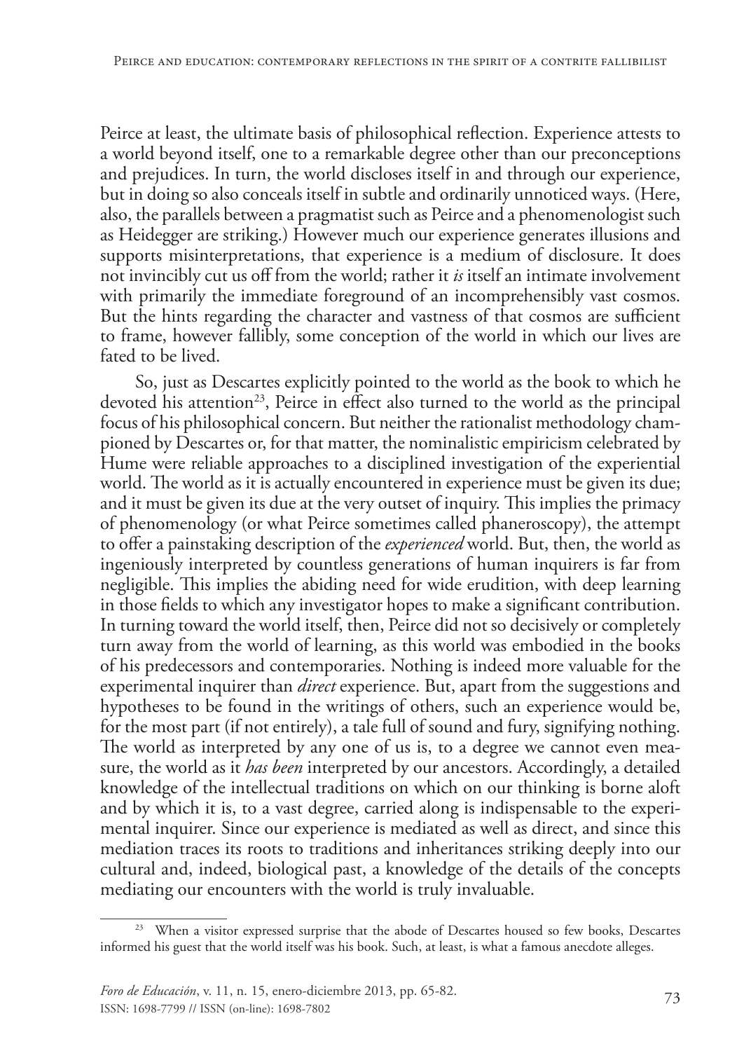Peirce at least, the ultimate basis of philosophical reflection. Experience attests to a world beyond itself, one to a remarkable degree other than our preconceptions and prejudices. In turn, the world discloses itself in and through our experience, but in doing so also conceals itself in subtle and ordinarily unnoticed ways. (Here, also, the parallels between a pragmatist such as Peirce and a phenomenologist such as Heidegger are striking.) However much our experience generates illusions and supports misinterpretations, that experience is a medium of disclosure. It does not invincibly cut us off from the world; rather it *is* itself an intimate involvement with primarily the immediate foreground of an incomprehensibly vast cosmos. But the hints regarding the character and vastness of that cosmos are sufficient to frame, however fallibly, some conception of the world in which our lives are fated to be lived.

So, just as Descartes explicitly pointed to the world as the book to which he devoted his attention[23], Peirce in effect also turned to the world as the principal focus of his philosophical concern. But neither the rationalist methodology championed by Descartes or, for that matter, the nominalistic empiricism celebrated by Hume were reliable approaches to a disciplined investigation of the experiential world. The world as it is actually encountered in experience must be given its due; and it must be given its due at the very outset of inquiry. This implies the primacy of phenomenology (or what Peirce sometimes called phaneroscopy), the attempt to offer a painstaking description of the *experienced* world. But, then, the world as ingeniously interpreted by countless generations of human inquirers is far from negligible. This implies the abiding need for wide erudition, with deep learning in those fields to which any investigator hopes to make a significant contribution. In turning toward the world itself, then, Peirce did not so decisively or completely turn away from the world of learning, as this world was embodied in the books of his predecessors and contemporaries. Nothing is indeed more valuable for the experimental inquirer than *direct* experience. But, apart from the suggestions and hypotheses to be found in the writings of others, such an experience would be, for the most part (if not entirely), a tale full of sound and fury, signifying nothing. The world as interpreted by any one of us is, to a degree we cannot even measure, the world as it *has been* interpreted by our ancestors. Accordingly, a detailed knowledge of the intellectual traditions on which on our thinking is borne aloft and by which it is, to a vast degree, carried along is indispensable to the experimental inquirer. Since our experience is mediated as well as direct, and since this mediation traces its roots to traditions and inheritances striking deeply into our cultural and, indeed, biological past, a knowledge of the details of the concepts mediating our encounters with the world is truly invaluable.

---

[23] When a visitor expressed surprise that the abode of Descartes housed so few books, Descartes informed his guest that the world itself was his book. Such, at least, is what a famous anecdote alleges.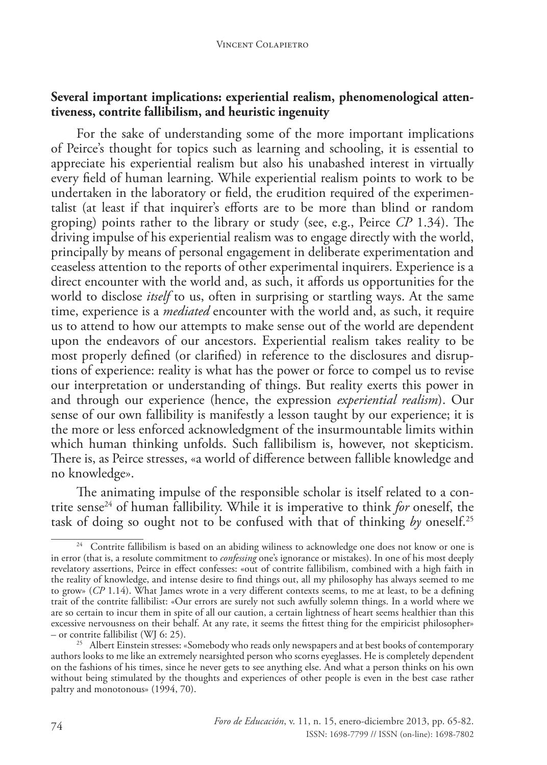## Several important implications: experiential realism, phenomenological attentiveness, contrite fallibilism, and heuristic ingenuity

For the sake of understanding some of the more important implications of Peirce's thought for topics such as learning and schooling, it is essential to appreciate his experiential realism but also his unabashed interest in virtually every field of human learning. While experiential realism points to work to be undertaken in the laboratory or field, the erudition required of the experimentalist (at least if that inquirer's efforts are to be more than blind or random groping) points rather to the library or study (see, e.g., Peirce *CP* 1.34). The driving impulse of his experiential realism was to engage directly with the world, principally by means of personal engagement in deliberate experimentation and ceaseless attention to the reports of other experimental inquirers. Experience is a direct encounter with the world and, as such, it affords us opportunities for the world to disclose *itself* to us, often in surprising or startling ways. At the same time, experience is a *mediated* encounter with the world and, as such, it require us to attend to how our attempts to make sense out of the world are dependent upon the endeavors of our ancestors. Experiential realism takes reality to be most properly defined (or clarified) in reference to the disclosures and disruptions of experience: reality is what has the power or force to compel us to revise our interpretation or understanding of things. But reality exerts this power in and through our experience (hence, the expression *experiential realism*). Our sense of our own fallibility is manifestly a lesson taught by our experience; it is the more or less enforced acknowledgment of the insurmountable limits within which human thinking unfolds. Such fallibilism is, however, not skepticism. There is, as Peirce stresses, «a world of difference between fallible knowledge and no knowledge».

The animating impulse of the responsible scholar is itself related to a contrite sense[24] of human fallibility. While it is imperative to think *for* oneself, the task of doing so ought not to be confused with that of thinking *by* oneself.[25]

---

[24] Contrite fallibilism is based on an abiding wiliness to acknowledge one does not know or one is in error (that is, a resolute commitment to *confessing* one's ignorance or mistakes). In one of his most deeply revelatory assertions, Peirce in effect confesses: «out of contrite fallibilism, combined with a high faith in the reality of knowledge, and intense desire to find things out, all my philosophy has always seemed to me to grow» (*CP* 1.14). What James wrote in a very different contexts seems, to me at least, to be a defining trait of the contrite fallibilist: «Our errors are surely not such awfully solemn things. In a world where we are so certain to incur them in spite of all our caution, a certain lightness of heart seems healthier than this excessive nervousness on their behalf. At any rate, it seems the fittest thing for the empiricist philosopher» – or contrite fallibilist (WJ 6: 25).

[25] Albert Einstein stresses: «Somebody who reads only newspapers and at best books of contemporary authors looks to me like an extremely nearsighted person who scorns eyeglasses. He is completely dependent on the fashions of his times, since he never gets to see anything else. And what a person thinks on his own without being stimulated by the thoughts and experiences of other people is even in the best case rather paltry and monotonous» (1994, 70).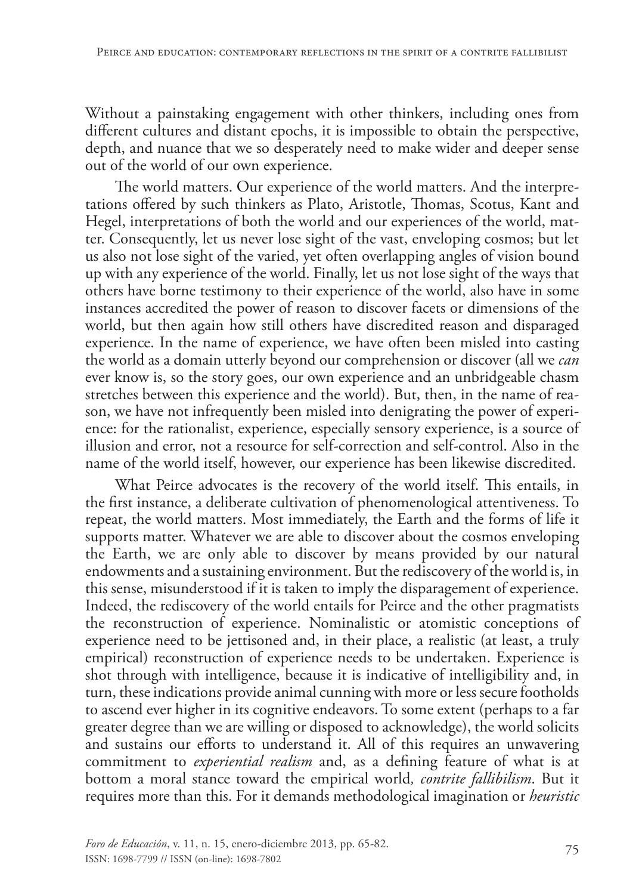Without a painstaking engagement with other thinkers, including ones from different cultures and distant epochs, it is impossible to obtain the perspective, depth, and nuance that we so desperately need to make wider and deeper sense out of the world of our own experience.

The world matters. Our experience of the world matters. And the interpretations offered by such thinkers as Plato, Aristotle, Thomas, Scotus, Kant and Hegel, interpretations of both the world and our experiences of the world, matter. Consequently, let us never lose sight of the vast, enveloping cosmos; but let us also not lose sight of the varied, yet often overlapping angles of vision bound up with any experience of the world. Finally, let us not lose sight of the ways that others have borne testimony to their experience of the world, also have in some instances accredited the power of reason to discover facets or dimensions of the world, but then again how still others have discredited reason and disparaged experience. In the name of experience, we have often been misled into casting the world as a domain utterly beyond our comprehension or discover (all we *can* ever know is, so the story goes, our own experience and an unbridgeable chasm stretches between this experience and the world). But, then, in the name of reason, we have not infrequently been misled into denigrating the power of experience: for the rationalist, experience, especially sensory experience, is a source of illusion and error, not a resource for self-correction and self-control. Also in the name of the world itself, however, our experience has been likewise discredited.

What Peirce advocates is the recovery of the world itself. This entails, in the first instance, a deliberate cultivation of phenomenological attentiveness. To repeat, the world matters. Most immediately, the Earth and the forms of life it supports matter. Whatever we are able to discover about the cosmos enveloping the Earth, we are only able to discover by means provided by our natural endowments and a sustaining environment. But the rediscovery of the world is, in this sense, misunderstood if it is taken to imply the disparagement of experience. Indeed, the rediscovery of the world entails for Peirce and the other pragmatists the reconstruction of experience. Nominalistic or atomistic conceptions of experience need to be jettisoned and, in their place, a realistic (at least, a truly empirical) reconstruction of experience needs to be undertaken. Experience is shot through with intelligence, because it is indicative of intelligibility and, in turn, these indications provide animal cunning with more or less secure footholds to ascend ever higher in its cognitive endeavors. To some extent (perhaps to a far greater degree than we are willing or disposed to acknowledge), the world solicits and sustains our efforts to understand it. All of this requires an unwavering commitment to *experiential realism* and, as a defining feature of what is at bottom a moral stance toward the empirical world*, contrite fallibilism*. But it requires more than this. For it demands methodological imagination or *heuristic*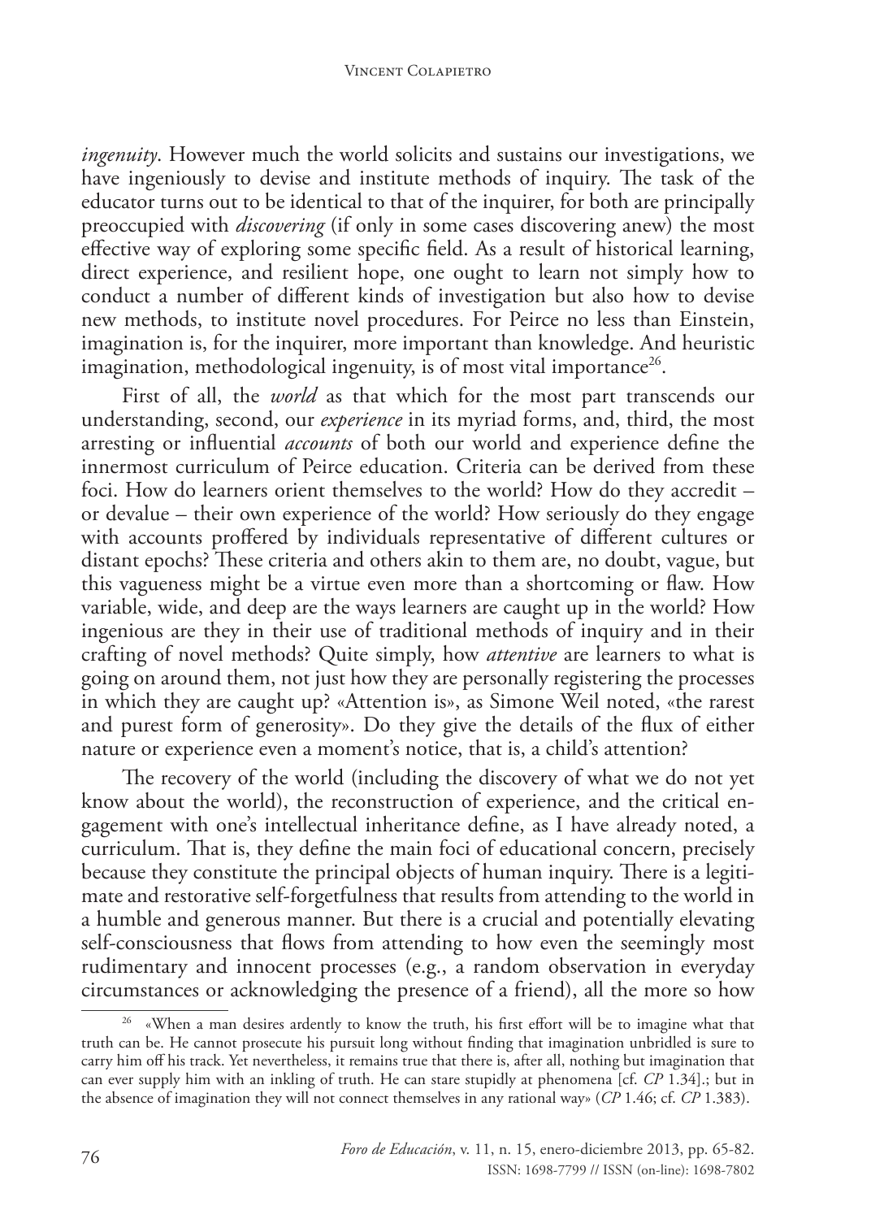*ingenuity*. However much the world solicits and sustains our investigations, we have ingeniously to devise and institute methods of inquiry. The task of the educator turns out to be identical to that of the inquirer, for both are principally preoccupied with *discovering* (if only in some cases discovering anew) the most effective way of exploring some specific field. As a result of historical learning, direct experience, and resilient hope, one ought to learn not simply how to conduct a number of different kinds of investigation but also how to devise new methods, to institute novel procedures. For Peirce no less than Einstein, imagination is, for the inquirer, more important than knowledge. And heuristic imagination, methodological ingenuity, is of most vital importance[26].

First of all, the *world* as that which for the most part transcends our understanding, second, our *experience* in its myriad forms, and, third, the most arresting or influential *accounts* of both our world and experience define the innermost curriculum of Peirce education. Criteria can be derived from these foci. How do learners orient themselves to the world? How do they accredit – or devalue – their own experience of the world? How seriously do they engage with accounts proffered by individuals representative of different cultures or distant epochs? These criteria and others akin to them are, no doubt, vague, but this vagueness might be a virtue even more than a shortcoming or flaw. How variable, wide, and deep are the ways learners are caught up in the world? How ingenious are they in their use of traditional methods of inquiry and in their crafting of novel methods? Quite simply, how *attentive* are learners to what is going on around them, not just how they are personally registering the processes in which they are caught up? «Attention is», as Simone Weil noted, «the rarest and purest form of generosity». Do they give the details of the flux of either nature or experience even a moment's notice, that is, a child's attention?

The recovery of the world (including the discovery of what we do not yet know about the world), the reconstruction of experience, and the critical engagement with one's intellectual inheritance define, as I have already noted, a curriculum. That is, they define the main foci of educational concern, precisely because they constitute the principal objects of human inquiry. There is a legitimate and restorative self-forgetfulness that results from attending to the world in a humble and generous manner. But there is a crucial and potentially elevating self-consciousness that flows from attending to how even the seemingly most rudimentary and innocent processes (e.g., a random observation in everyday circumstances or acknowledging the presence of a friend), all the more so how

---

[26] «When a man desires ardently to know the truth, his first effort will be to imagine what that truth can be. He cannot prosecute his pursuit long without finding that imagination unbridled is sure to carry him off his track. Yet nevertheless, it remains true that there is, after all, nothing but imagination that can ever supply him with an inkling of truth. He can stare stupidly at phenomena [cf. *CP* 1.34].; but in the absence of imagination they will not connect themselves in any rational way» (*CP* 1.46; cf. *CP* 1.383).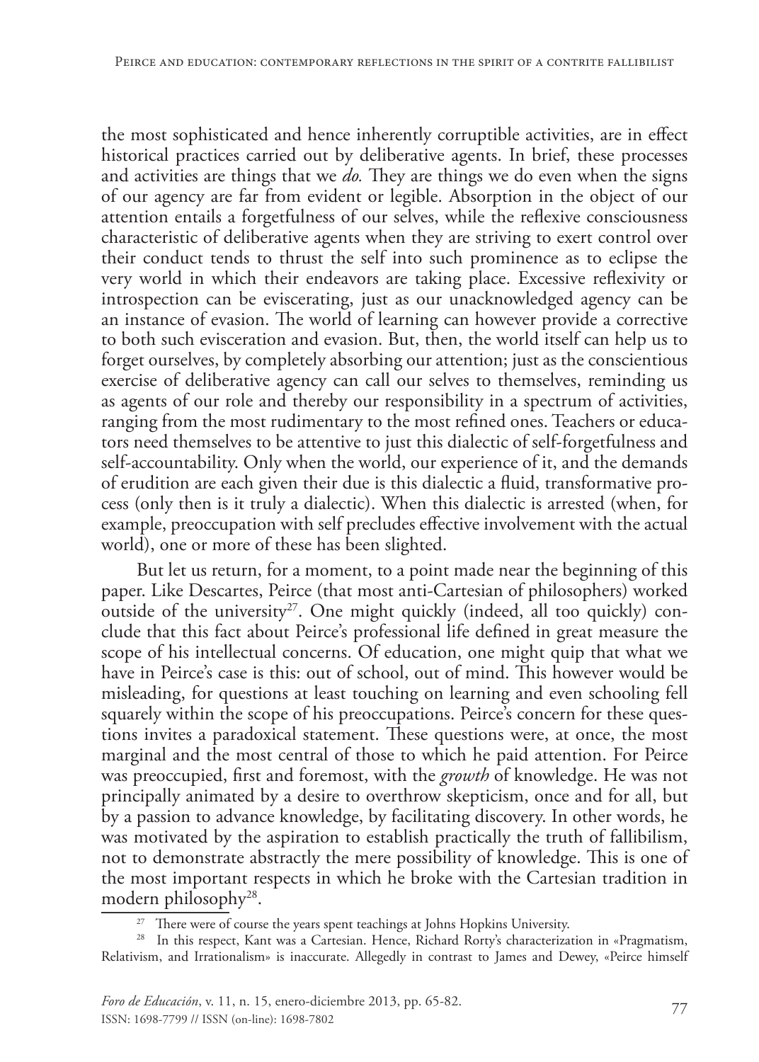the most sophisticated and hence inherently corruptible activities, are in effect historical practices carried out by deliberative agents. In brief, these processes and activities are things that we *do.* They are things we do even when the signs of our agency are far from evident or legible. Absorption in the object of our attention entails a forgetfulness of our selves, while the reflexive consciousness characteristic of deliberative agents when they are striving to exert control over their conduct tends to thrust the self into such prominence as to eclipse the very world in which their endeavors are taking place. Excessive reflexivity or introspection can be eviscerating, just as our unacknowledged agency can be an instance of evasion. The world of learning can however provide a corrective to both such evisceration and evasion. But, then, the world itself can help us to forget ourselves, by completely absorbing our attention; just as the conscientious exercise of deliberative agency can call our selves to themselves, reminding us as agents of our role and thereby our responsibility in a spectrum of activities, ranging from the most rudimentary to the most refined ones. Teachers or educators need themselves to be attentive to just this dialectic of self-forgetfulness and self-accountability. Only when the world, our experience of it, and the demands of erudition are each given their due is this dialectic a fluid, transformative process (only then is it truly a dialectic). When this dialectic is arrested (when, for example, preoccupation with self precludes effective involvement with the actual world), one or more of these has been slighted.

But let us return, for a moment, to a point made near the beginning of this paper. Like Descartes, Peirce (that most anti-Cartesian of philosophers) worked outside of the university[27]. One might quickly (indeed, all too quickly) conclude that this fact about Peirce's professional life defined in great measure the scope of his intellectual concerns. Of education, one might quip that what we have in Peirce's case is this: out of school, out of mind. This however would be misleading, for questions at least touching on learning and even schooling fell squarely within the scope of his preoccupations. Peirce's concern for these questions invites a paradoxical statement. These questions were, at once, the most marginal and the most central of those to which he paid attention. For Peirce was preoccupied, first and foremost, with the *growth* of knowledge. He was not principally animated by a desire to overthrow skepticism, once and for all, but by a passion to advance knowledge, by facilitating discovery. In other words, he was motivated by the aspiration to establish practically the truth of fallibilism, not to demonstrate abstractly the mere possibility of knowledge. This is one of the most important respects in which he broke with the Cartesian tradition in modern philosophy[28].

[27] There were of course the years spent teachings at Johns Hopkins University.

[28] In this respect, Kant was a Cartesian. Hence, Richard Rorty's characterization in «Pragmatism, Relativism, and Irrationalism» is inaccurate. Allegedly in contrast to James and Dewey, «Peirce himself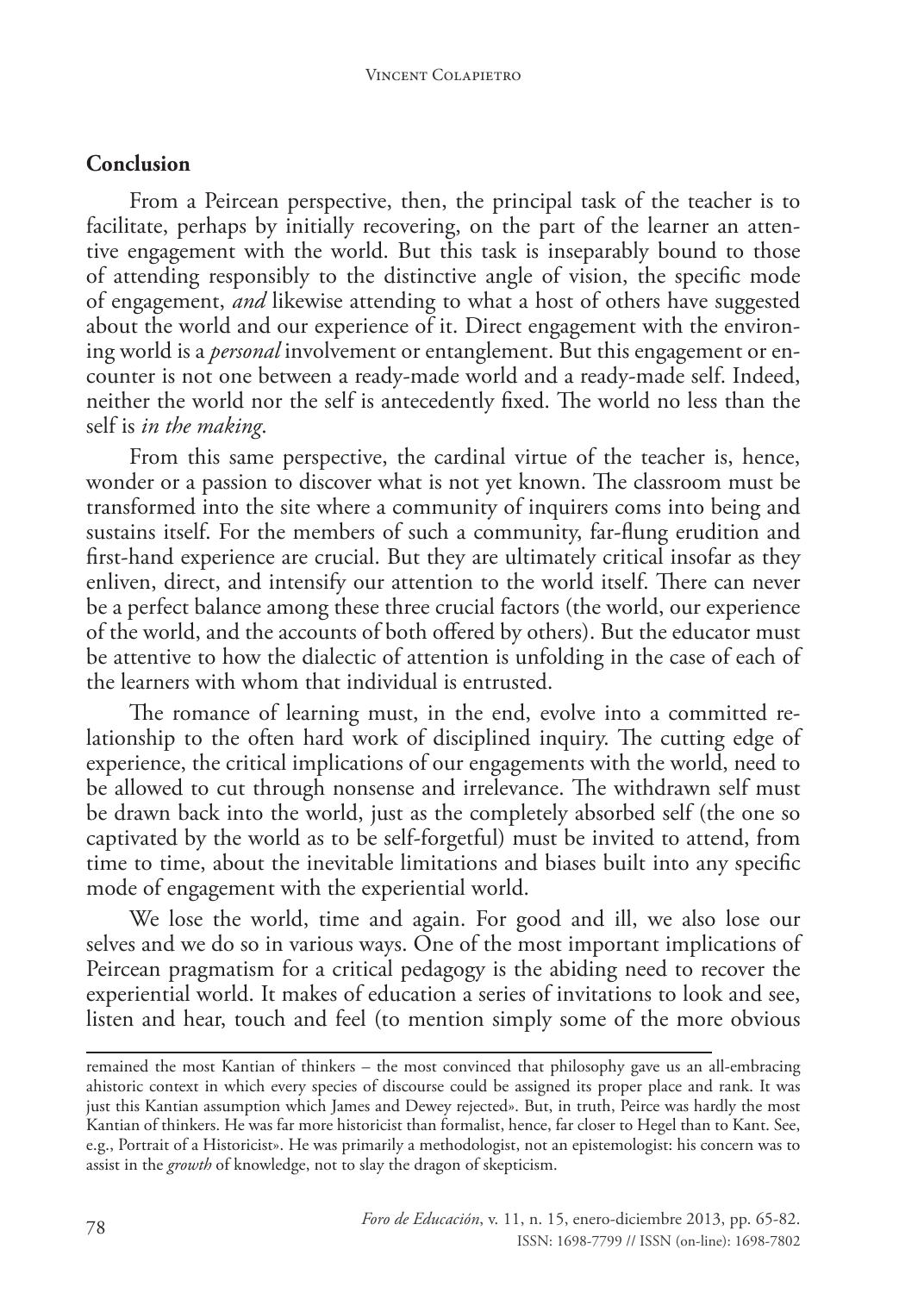## Conclusion

From a Peircean perspective, then, the principal task of the teacher is to facilitate, perhaps by initially recovering, on the part of the learner an attentive engagement with the world. But this task is inseparably bound to those of attending responsibly to the distinctive angle of vision, the specific mode of engagement, *and* likewise attending to what a host of others have suggested about the world and our experience of it. Direct engagement with the environing world is a *personal* involvement or entanglement. But this engagement or encounter is not one between a ready-made world and a ready-made self. Indeed, neither the world nor the self is antecedently fixed. The world no less than the self is *in the making*.

From this same perspective, the cardinal virtue of the teacher is, hence, wonder or a passion to discover what is not yet known. The classroom must be transformed into the site where a community of inquirers coms into being and sustains itself. For the members of such a community, far-flung erudition and first-hand experience are crucial. But they are ultimately critical insofar as they enliven, direct, and intensify our attention to the world itself. There can never be a perfect balance among these three crucial factors (the world, our experience of the world, and the accounts of both offered by others). But the educator must be attentive to how the dialectic of attention is unfolding in the case of each of the learners with whom that individual is entrusted.

The romance of learning must, in the end, evolve into a committed relationship to the often hard work of disciplined inquiry. The cutting edge of experience, the critical implications of our engagements with the world, need to be allowed to cut through nonsense and irrelevance. The withdrawn self must be drawn back into the world, just as the completely absorbed self (the one so captivated by the world as to be self-forgetful) must be invited to attend, from time to time, about the inevitable limitations and biases built into any specific mode of engagement with the experiential world.

We lose the world, time and again. For good and ill, we also lose our selves and we do so in various ways. One of the most important implications of Peircean pragmatism for a critical pedagogy is the abiding need to recover the experiential world. It makes of education a series of invitations to look and see, listen and hear, touch and feel (to mention simply some of the more obvious

---

remained the most Kantian of thinkers – the most convinced that philosophy gave us an all-embracing ahistoric context in which every species of discourse could be assigned its proper place and rank. It was just this Kantian assumption which James and Dewey rejected». But, in truth, Peirce was hardly the most Kantian of thinkers. He was far more historicist than formalist, hence, far closer to Hegel than to Kant. See, e.g., Portrait of a Historicist». He was primarily a methodologist, not an epistemologist: his concern was to assist in the *growth* of knowledge, not to slay the dragon of skepticism.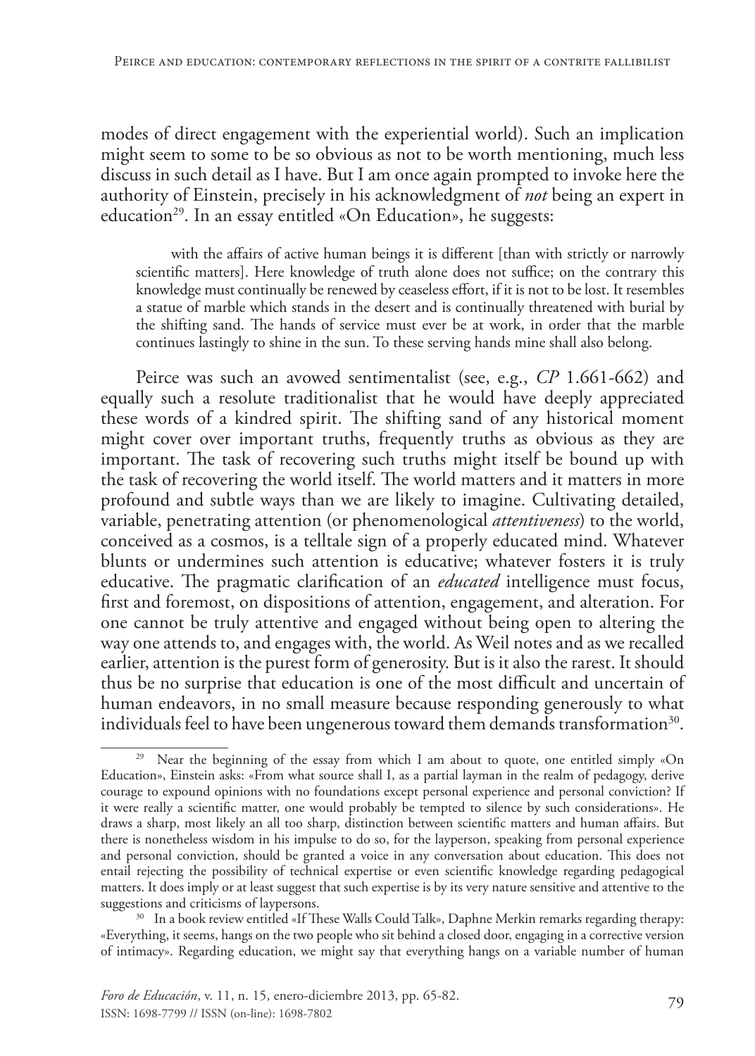modes of direct engagement with the experiential world). Such an implication might seem to some to be so obvious as not to be worth mentioning, much less discuss in such detail as I have. But I am once again prompted to invoke here the authority of Einstein, precisely in his acknowledgment of *not* being an expert in education[29]. In an essay entitled «On Education», he suggests:

> with the affairs of active human beings it is different [than with strictly or narrowly scientific matters]. Here knowledge of truth alone does not suffice; on the contrary this knowledge must continually be renewed by ceaseless effort, if it is not to be lost. It resembles a statue of marble which stands in the desert and is continually threatened with burial by the shifting sand. The hands of service must ever be at work, in order that the marble continues lastingly to shine in the sun. To these serving hands mine shall also belong.

Peirce was such an avowed sentimentalist (see, e.g., *CP* 1.661-662) and equally such a resolute traditionalist that he would have deeply appreciated these words of a kindred spirit. The shifting sand of any historical moment might cover over important truths, frequently truths as obvious as they are important. The task of recovering such truths might itself be bound up with the task of recovering the world itself. The world matters and it matters in more profound and subtle ways than we are likely to imagine. Cultivating detailed, variable, penetrating attention (or phenomenological *attentiveness*) to the world, conceived as a cosmos, is a telltale sign of a properly educated mind. Whatever blunts or undermines such attention is educative; whatever fosters it is truly educative. The pragmatic clarification of an *educated* intelligence must focus, first and foremost, on dispositions of attention, engagement, and alteration. For one cannot be truly attentive and engaged without being open to altering the way one attends to, and engages with, the world. As Weil notes and as we recalled earlier, attention is the purest form of generosity. But is it also the rarest. It should thus be no surprise that education is one of the most difficult and uncertain of human endeavors, in no small measure because responding generously to what individuals feel to have been ungenerous toward them demands transformation[30].

---

[29] Near the beginning of the essay from which I am about to quote, one entitled simply «On Education», Einstein asks: «From what source shall I, as a partial layman in the realm of pedagogy, derive courage to expound opinions with no foundations except personal experience and personal conviction? If it were really a scientific matter, one would probably be tempted to silence by such considerations». He draws a sharp, most likely an all too sharp, distinction between scientific matters and human affairs. But there is nonetheless wisdom in his impulse to do so, for the layperson, speaking from personal experience and personal conviction, should be granted a voice in any conversation about education. This does not entail rejecting the possibility of technical expertise or even scientific knowledge regarding pedagogical matters. It does imply or at least suggest that such expertise is by its very nature sensitive and attentive to the suggestions and criticisms of laypersons.

[30] In a book review entitled «If These Walls Could Talk», Daphne Merkin remarks regarding therapy: «Everything, it seems, hangs on the two people who sit behind a closed door, engaging in a corrective version of intimacy». Regarding education, we might say that everything hangs on a variable number of human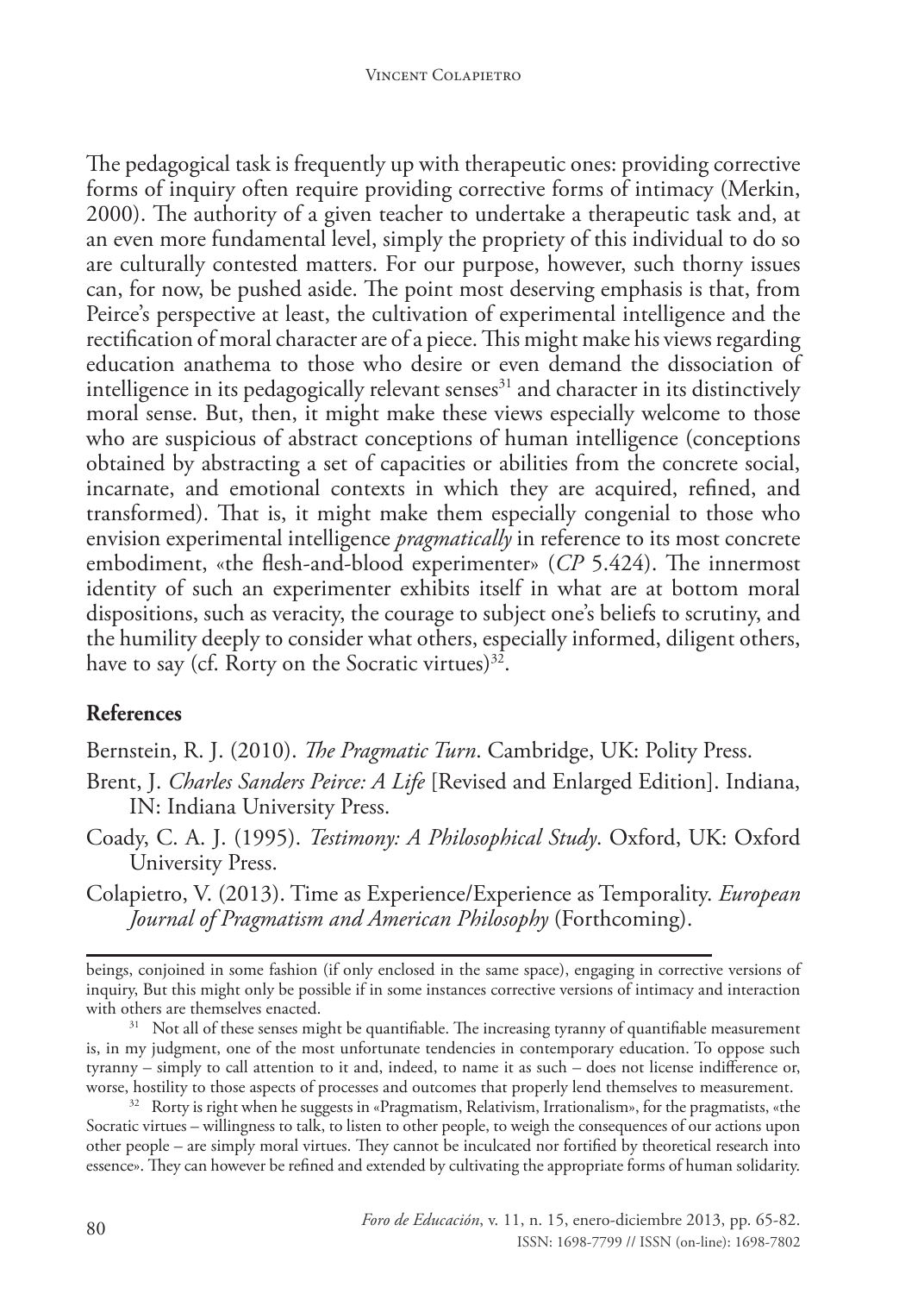The pedagogical task is frequently up with therapeutic ones: providing corrective forms of inquiry often require providing corrective forms of intimacy (Merkin, 2000). The authority of a given teacher to undertake a therapeutic task and, at an even more fundamental level, simply the propriety of this individual to do so are culturally contested matters. For our purpose, however, such thorny issues can, for now, be pushed aside. The point most deserving emphasis is that, from Peirce's perspective at least, the cultivation of experimental intelligence and the rectification of moral character are of a piece. This might make his views regarding education anathema to those who desire or even demand the dissociation of intelligence in its pedagogically relevant senses[31] and character in its distinctively moral sense. But, then, it might make these views especially welcome to those who are suspicious of abstract conceptions of human intelligence (conceptions obtained by abstracting a set of capacities or abilities from the concrete social, incarnate, and emotional contexts in which they are acquired, refined, and transformed). That is, it might make them especially congenial to those who envision experimental intelligence *pragmatically* in reference to its most concrete embodiment, «the flesh-and-blood experimenter» (*CP* 5.424). The innermost identity of such an experimenter exhibits itself in what are at bottom moral dispositions, such as veracity, the courage to subject one's beliefs to scrutiny, and the humility deeply to consider what others, especially informed, diligent others, have to say (cf. Rorty on the Socratic virtues)[32].

## References

Bernstein, R. J. (2010). *The Pragmatic Turn*. Cambridge, UK: Polity Press.

Brent, J. *Charles Sanders Peirce: A Life* [Revised and Enlarged Edition]. Indiana, IN: Indiana University Press.

Coady, C. A. J. (1995). *Testimony: A Philosophical Study*. Oxford, UK: Oxford University Press.

Colapietro, V. (2013). Time as Experience/Experience as Temporality. *European Journal of Pragmatism and American Philosophy* (Forthcoming).

---

beings, conjoined in some fashion (if only enclosed in the same space), engaging in corrective versions of inquiry, But this might only be possible if in some instances corrective versions of intimacy and interaction with others are themselves enacted.

[31] Not all of these senses might be quantifiable. The increasing tyranny of quantifiable measurement is, in my judgment, one of the most unfortunate tendencies in contemporary education. To oppose such tyranny – simply to call attention to it and, indeed, to name it as such – does not license indifference or, worse, hostility to those aspects of processes and outcomes that properly lend themselves to measurement.

[32] Rorty is right when he suggests in «Pragmatism, Relativism, Irrationalism», for the pragmatists, «the Socratic virtues – willingness to talk, to listen to other people, to weigh the consequences of our actions upon other people – are simply moral virtues. They cannot be inculcated nor fortified by theoretical research into essence». They can however be refined and extended by cultivating the appropriate forms of human solidarity.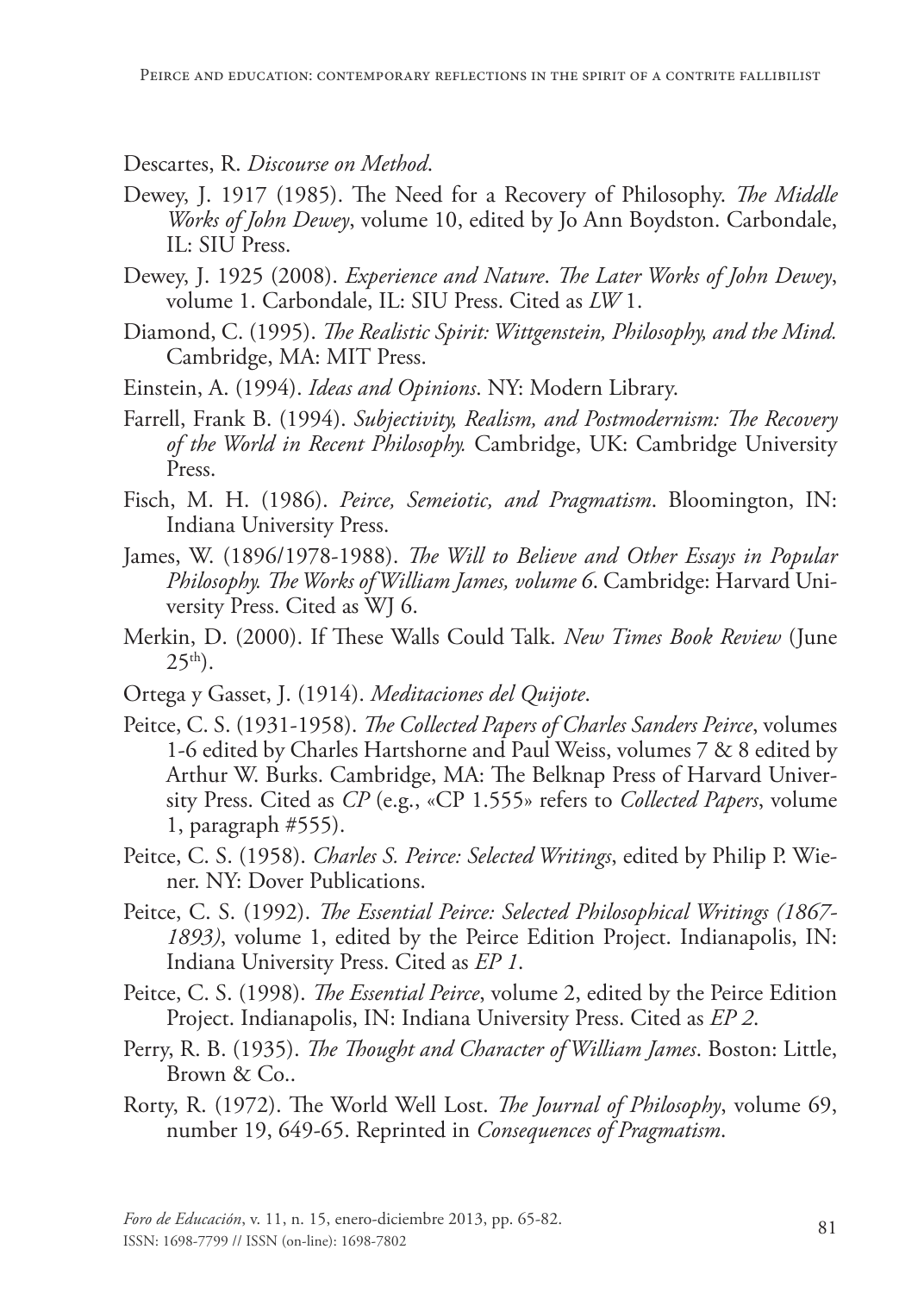Descartes, R. *Discourse on Method*.

Dewey, J. 1917 (1985). The Need for a Recovery of Philosophy. *The Middle Works of John Dewey*, volume 10, edited by Jo Ann Boydston. Carbondale, IL: SIU Press.

Dewey, J. 1925 (2008). *Experience and Nature*. *The Later Works of John Dewey*, volume 1. Carbondale, IL: SIU Press. Cited as *LW* 1.

Diamond, C. (1995). *The Realistic Spirit: Wittgenstein, Philosophy, and the Mind.* Cambridge, MA: MIT Press.

Einstein, A. (1994). *Ideas and Opinions*. NY: Modern Library.

Farrell, Frank B. (1994). *Subjectivity, Realism, and Postmodernism: The Recovery of the World in Recent Philosophy.* Cambridge, UK: Cambridge University Press.

Fisch, M. H. (1986). *Peirce, Semeiotic, and Pragmatism*. Bloomington, IN: Indiana University Press.

James, W. (1896/1978-1988). *The Will to Believe and Other Essays in Popular Philosophy. The Works of William James, volume 6*. Cambridge: Harvard University Press. Cited as WJ 6.

Merkin, D. (2000). If These Walls Could Talk. *New Times Book Review* (June 25th).

Ortega y Gasset, J. (1914). *Meditaciones del Quijote*.

Peitce, C. S. (1931-1958). *The Collected Papers of Charles Sanders Peirce*, volumes 1-6 edited by Charles Hartshorne and Paul Weiss, volumes 7 & 8 edited by Arthur W. Burks. Cambridge, MA: The Belknap Press of Harvard University Press. Cited as *CP* (e.g., «CP 1.555» refers to *Collected Papers*, volume 1, paragraph #555).

Peitce, C. S. (1958). *Charles S. Peirce: Selected Writings*, edited by Philip P. Wiener. NY: Dover Publications.

Peitce, C. S. (1992). *The Essential Peirce: Selected Philosophical Writings (1867-1893)*, volume 1, edited by the Peirce Edition Project. Indianapolis, IN: Indiana University Press. Cited as *EP 1*.

Peitce, C. S. (1998). *The Essential Peirce*, volume 2, edited by the Peirce Edition Project. Indianapolis, IN: Indiana University Press. Cited as *EP 2*.

Perry, R. B. (1935). *The Thought and Character of William James*. Boston: Little, Brown & Co..

Rorty, R. (1972). The World Well Lost. *The Journal of Philosophy*, volume 69, number 19, 649-65. Reprinted in *Consequences of Pragmatism*.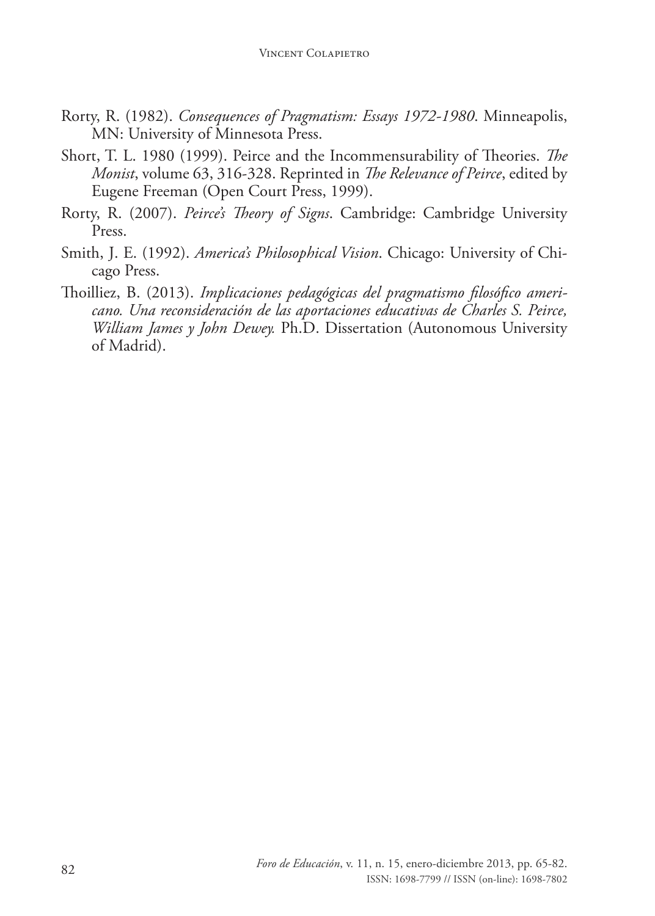Rorty, R. (1982). *Consequences of Pragmatism: Essays 1972-1980*. Minneapolis, MN: University of Minnesota Press.

Short, T. L. 1980 (1999). Peirce and the Incommensurability of Theories. *The Monist*, volume 63, 316-328. Reprinted in *The Relevance of Peirce*, edited by Eugene Freeman (Open Court Press, 1999).

Rorty, R. (2007). *Peirce's Theory of Signs*. Cambridge: Cambridge University Press.

Smith, J. E. (1992). *America's Philosophical Vision*. Chicago: University of Chicago Press.

Thoilliez, B. (2013). *Implicaciones pedagógicas del pragmatismo filosófico americano. Una reconsideración de las aportaciones educativas de Charles S. Peirce, William James y John Dewey.* Ph.D. Dissertation (Autonomous University of Madrid).